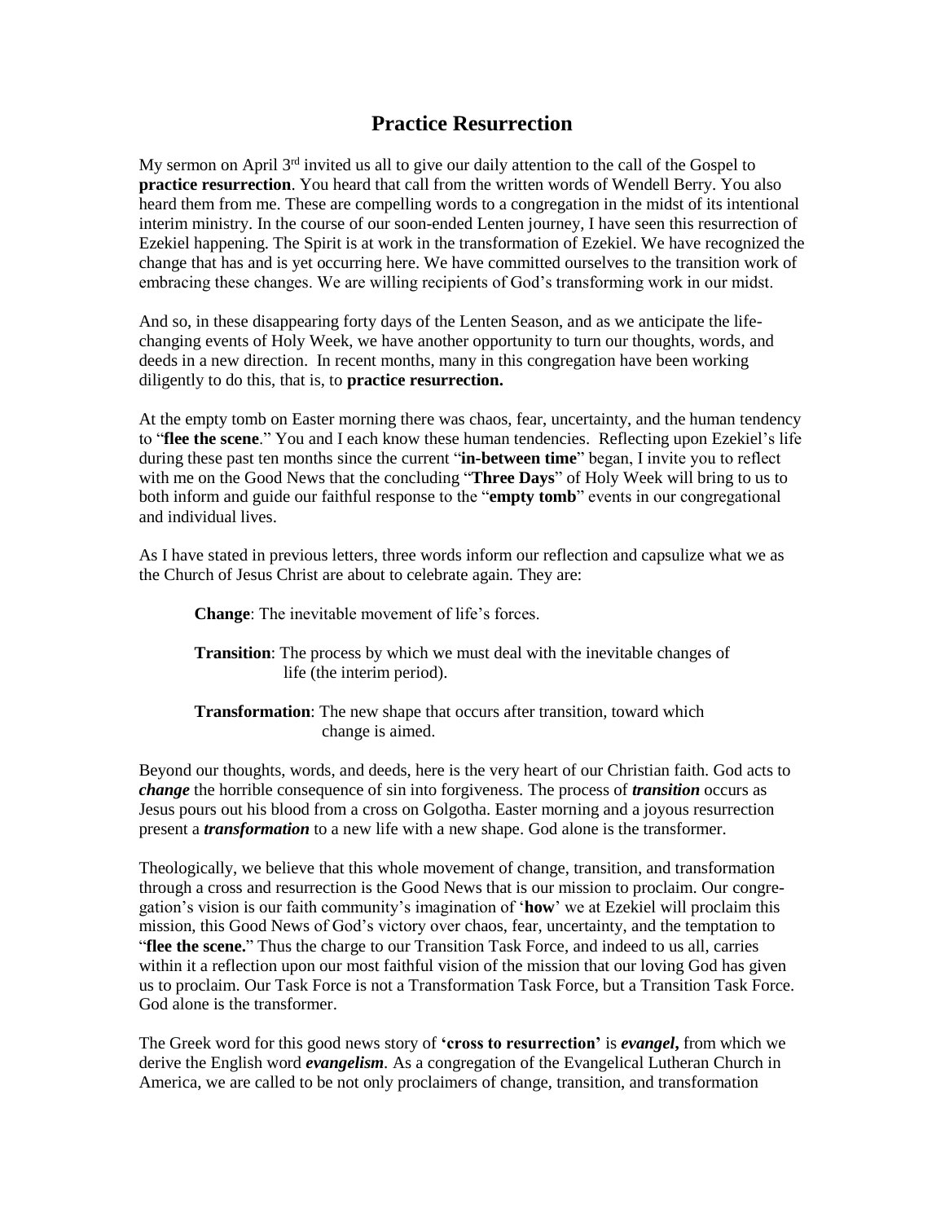# Practice Resurrection

My sermon on April 3rd invited us all to give our daily attention to the call of the Gospel to **practice resurrection**. You heard that call from the written words of Wendell Berry. You also heard them from me. These are compelling words to a congregation in the midst of its intentional interim ministry. In the course of our soon-ended Lenten journey, I have seen this resurrection of Ezekiel happening. The Spirit is at work in the transformation of Ezekiel. We have recognized the change that has and is yet occurring here. We have committed ourselves to the transition work of embracing these changes. We are willing recipients of God's transforming work in our midst.

And so, in these disappearing forty days of the Lenten Season, and as we anticipate the life-changing events of Holy Week, we have another opportunity to turn our thoughts, words, and deeds in a new direction. In recent months, many in this congregation have been working diligently to do this, that is, to **practice resurrection.**

At the empty tomb on Easter morning there was chaos, fear, uncertainty, and the human tendency to "**flee the scene**." You and I each know these human tendencies. Reflecting upon Ezekiel's life during these past ten months since the current "**in-between time**" began, I invite you to reflect with me on the Good News that the concluding "**Three Days**" of Holy Week will bring to us to both inform and guide our faithful response to the "**empty tomb**" events in our congregational and individual lives.

As I have stated in previous letters, three words inform our reflection and capsulize what we as the Church of Jesus Christ are about to celebrate again. They are:

**Change**: The inevitable movement of life's forces.

**Transition**: The process by which we must deal with the inevitable changes of life (the interim period).

**Transformation**: The new shape that occurs after transition, toward which change is aimed.

Beyond our thoughts, words, and deeds, here is the very heart of our Christian faith. God acts to ***change*** the horrible consequence of sin into forgiveness. The process of ***transition*** occurs as Jesus pours out his blood from a cross on Golgotha. Easter morning and a joyous resurrection present a ***transformation*** to a new life with a new shape. God alone is the transformer.

Theologically, we believe that this whole movement of change, transition, and transformation through a cross and resurrection is the Good News that is our mission to proclaim. Our congregation's vision is our faith community's imagination of '**how**' we at Ezekiel will proclaim this mission, this Good News of God's victory over chaos, fear, uncertainty, and the temptation to "**flee the scene.**" Thus the charge to our Transition Task Force, and indeed to us all, carries within it a reflection upon our most faithful vision of the mission that our loving God has given us to proclaim. Our Task Force is not a Transformation Task Force, but a Transition Task Force. God alone is the transformer.

The Greek word for this good news story of **'cross to resurrection'** is ***evangel***, from which we derive the English word ***evangelism***. As a congregation of the Evangelical Lutheran Church in America, we are called to be not only proclaimers of change, transition, and transformation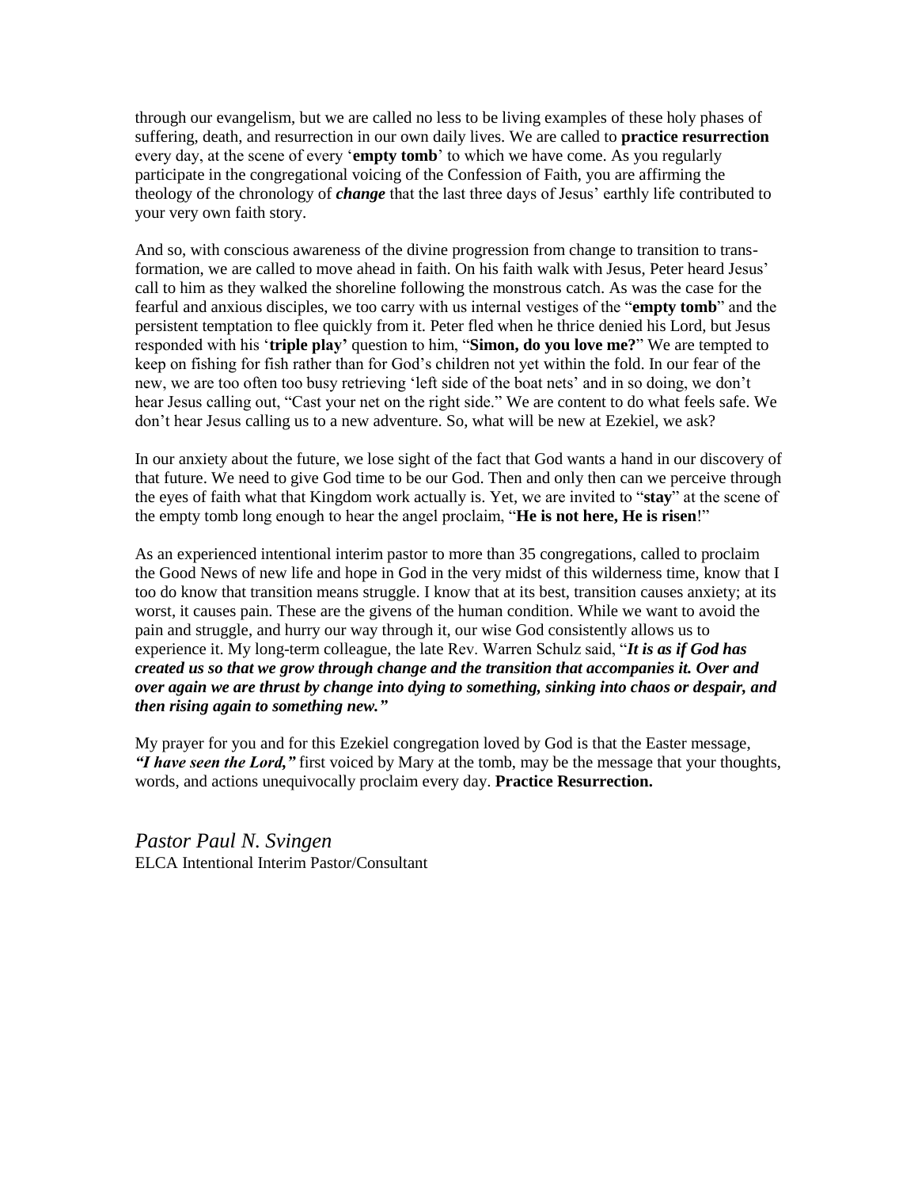through our evangelism, but we are called no less to be living examples of these holy phases of suffering, death, and resurrection in our own daily lives. We are called to **practice resurrection** every day, at the scene of every '**empty tomb**' to which we have come. As you regularly participate in the congregational voicing of the Confession of Faith, you are affirming the theology of the chronology of ***change*** that the last three days of Jesus' earthly life contributed to your very own faith story.

And so, with conscious awareness of the divine progression from change to transition to trans-formation, we are called to move ahead in faith. On his faith walk with Jesus, Peter heard Jesus' call to him as they walked the shoreline following the monstrous catch. As was the case for the fearful and anxious disciples, we too carry with us internal vestiges of the "**empty tomb**" and the persistent temptation to flee quickly from it. Peter fled when he thrice denied his Lord, but Jesus responded with his '**triple play'** question to him, "**Simon, do you love me?**" We are tempted to keep on fishing for fish rather than for God's children not yet within the fold. In our fear of the new, we are too often too busy retrieving 'left side of the boat nets' and in so doing, we don't hear Jesus calling out, "Cast your net on the right side." We are content to do what feels safe. We don't hear Jesus calling us to a new adventure. So, what will be new at Ezekiel, we ask?

In our anxiety about the future, we lose sight of the fact that God wants a hand in our discovery of that future. We need to give God time to be our God. Then and only then can we perceive through the eyes of faith what that Kingdom work actually is. Yet, we are invited to "**stay**" at the scene of the empty tomb long enough to hear the angel proclaim, "**He is not here, He is risen**!"

As an experienced intentional interim pastor to more than 35 congregations, called to proclaim the Good News of new life and hope in God in the very midst of this wilderness time, know that I too do know that transition means struggle. I know that at its best, transition causes anxiety; at its worst, it causes pain. These are the givens of the human condition. While we want to avoid the pain and struggle, and hurry our way through it, our wise God consistently allows us to experience it. My long-term colleague, the late Rev. Warren Schulz said, "***It is as if God has created us so that we grow through change and the transition that accompanies it. Over and over again we are thrust by change into dying to something, sinking into chaos or despair, and then rising again to something new."***

My prayer for you and for this Ezekiel congregation loved by God is that the Easter message, ***"I have seen the Lord,"*** first voiced by Mary at the tomb, may be the message that your thoughts, words, and actions unequivocally proclaim every day. **Practice Resurrection.**

*Pastor Paul N. Svingen*
ELCA Intentional Interim Pastor/Consultant